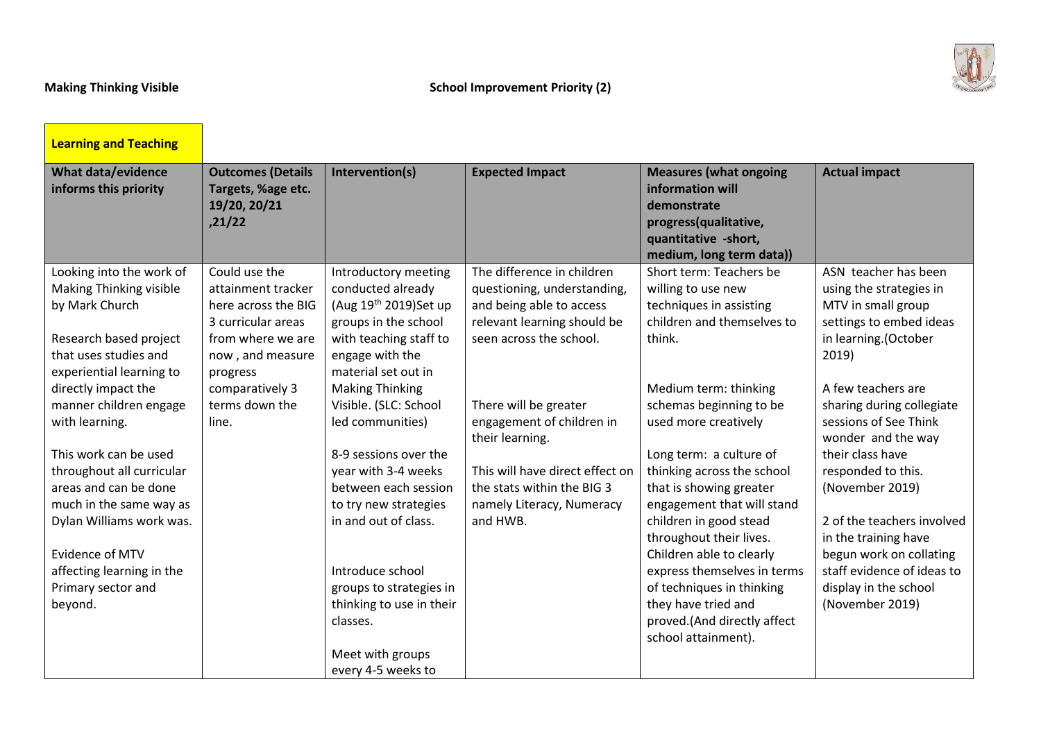**Making Thinking Visible** **School Improvement Priority (2)**

**Learning and Teaching**

| What data/evidence informs this priority | Outcomes (Details Targets, %age etc. 19/20, 20/21 ,21/22 | Intervention(s) | Expected Impact | Measures (what ongoing information will demonstrate progress(qualitative, quantitative -short, medium, long term data)) | Actual impact |
|---|---|---|---|---|---|
| Looking into the work of Making Thinking visible by Mark Church<br><br>Research based project that uses studies and experiential learning to directly impact the manner children engage with learning.<br><br>This work can be used throughout all curricular areas and can be done much in the same way as Dylan Williams work was.<br><br>Evidence of MTV affecting learning in the Primary sector and beyond. | Could use the attainment tracker here across the BIG 3 curricular areas from where we are now , and measure progress comparatively 3 terms down the line. | Introductory meeting conducted already (Aug 19th 2019)Set up groups in the school with teaching staff to engage with the material set out in Making Thinking Visible. (SLC: School led communities)<br><br>8-9 sessions over the year with 3-4 weeks between each session to try new strategies in and out of class.<br><br>Introduce school groups to strategies in thinking to use in their classes.<br><br>Meet with groups every 4-5 weeks to | The difference in children questioning, understanding, and being able to access relevant learning should be seen across the school.<br><br>There will be greater engagement of children in their learning.<br><br>This will have direct effect on the stats within the BIG 3 namely Literacy, Numeracy and HWB. | Short term: Teachers be willing to use new techniques in assisting children and themselves to think.<br><br>Medium term: thinking schemas beginning to be used more creatively<br><br>Long term: a culture of thinking across the school that is showing greater engagement that will stand children in good stead throughout their lives. Children able to clearly express themselves in terms of techniques in thinking they have tried and proved.(And directly affect school attainment). | ASN teacher has been using the strategies in MTV in small group settings to embed ideas in learning.(October 2019)<br><br>A few teachers are sharing during collegiate sessions of See Think wonder and the way their class have responded to this. (November 2019)<br><br>2 of the teachers involved in the training have begun work on collating staff evidence of ideas to display in the school (November 2019) |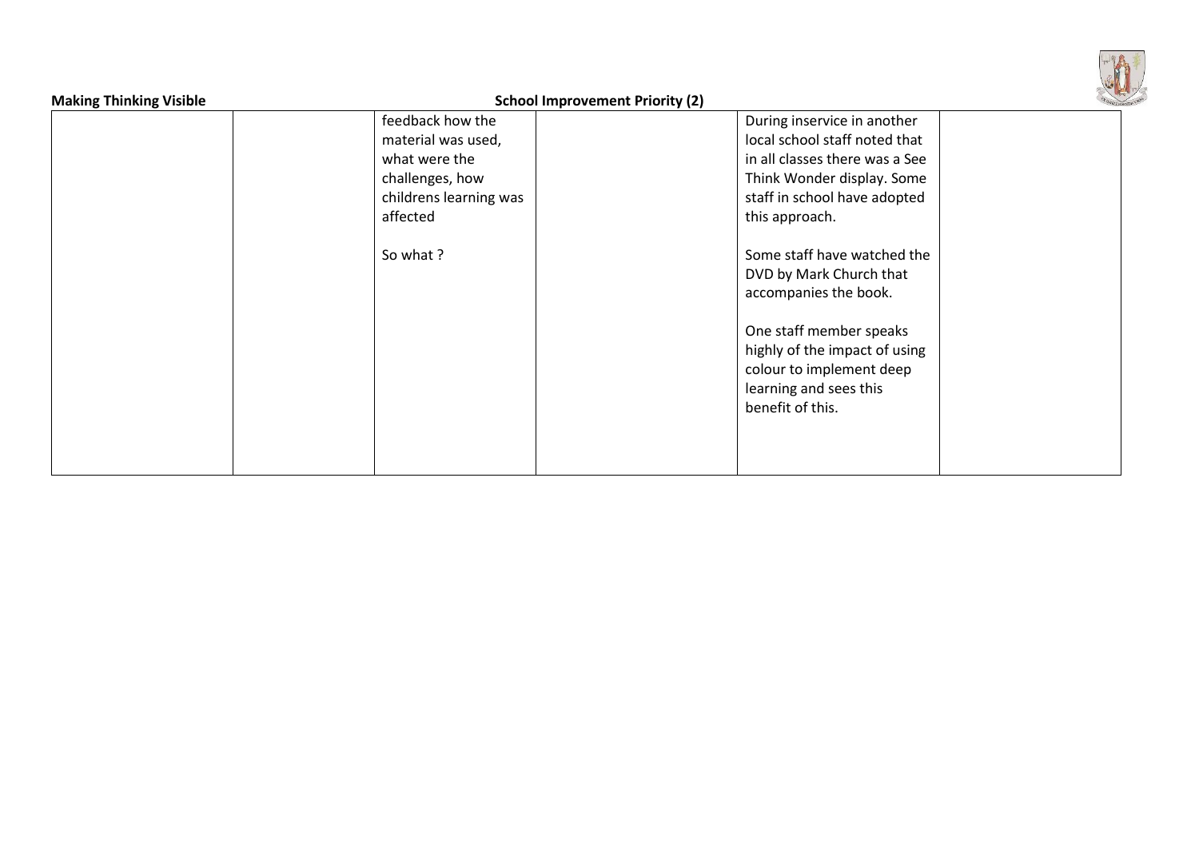**Making Thinking Visible** **School Improvement Priority (2)**

| | | | | | |
|---|---|---|---|---|---|
| | | feedback how the material was used, what were the challenges, how childrens learning was affected<br><br>So what ? | | During inservice in another local school staff noted that in all classes there was a See Think Wonder display. Some staff in school have adopted this approach.<br><br>Some staff have watched the DVD by Mark Church that accompanies the book.<br><br>One staff member speaks highly of the impact of using colour to implement deep learning and sees this benefit of this. | |